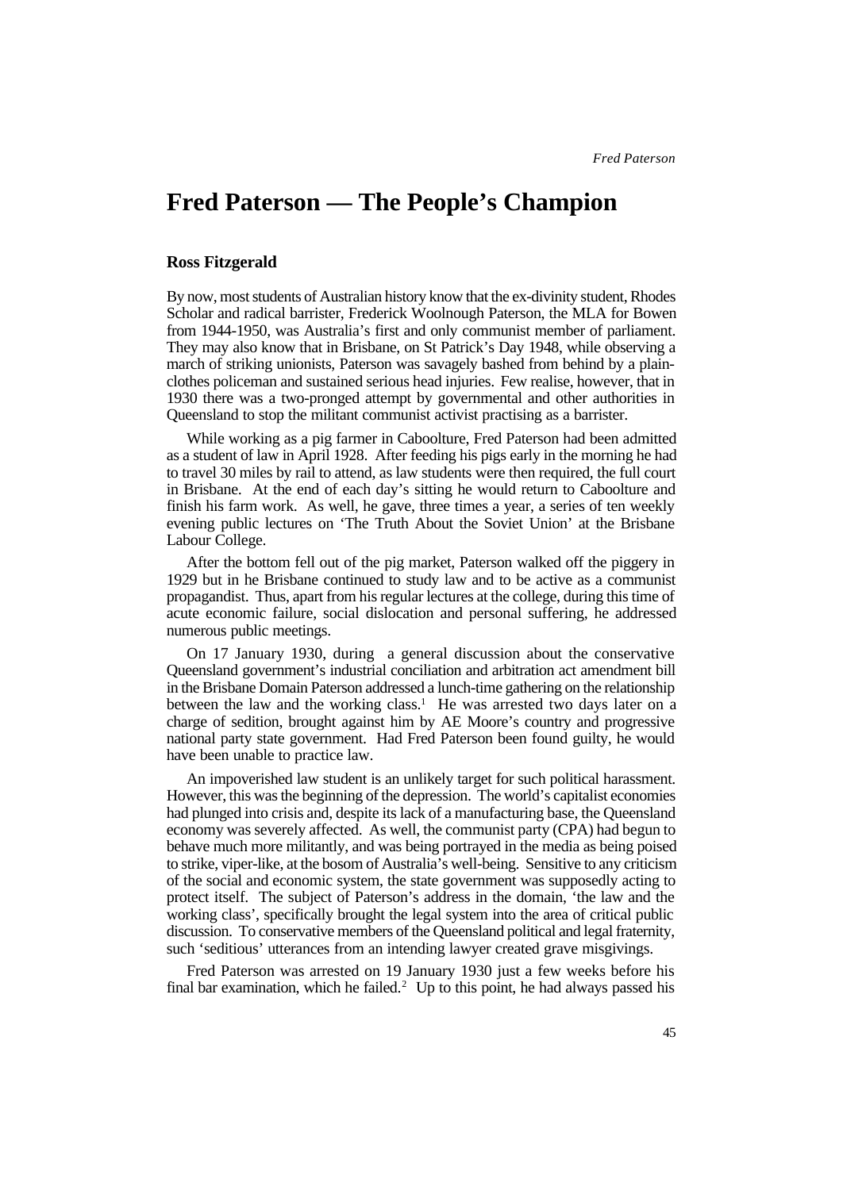# Fred Paterson — The People's Champion

**Ross Fitzgerald**

By now, most students of Australian history know that the ex-divinity student, Rhodes Scholar and radical barrister, Frederick Woolnough Paterson, the MLA for Bowen from 1944-1950, was Australia's first and only communist member of parliament. They may also know that in Brisbane, on St Patrick's Day 1948, while observing a march of striking unionists, Paterson was savagely bashed from behind by a plain-clothes policeman and sustained serious head injuries. Few realise, however, that in 1930 there was a two-pronged attempt by governmental and other authorities in Queensland to stop the militant communist activist practising as a barrister.

While working as a pig farmer in Caboolture, Fred Paterson had been admitted as a student of law in April 1928. After feeding his pigs early in the morning he had to travel 30 miles by rail to attend, as law students were then required, the full court in Brisbane. At the end of each day's sitting he would return to Caboolture and finish his farm work. As well, he gave, three times a year, a series of ten weekly evening public lectures on 'The Truth About the Soviet Union' at the Brisbane Labour College.

After the bottom fell out of the pig market, Paterson walked off the piggery in 1929 but in he Brisbane continued to study law and to be active as a communist propagandist. Thus, apart from his regular lectures at the college, during this time of acute economic failure, social dislocation and personal suffering, he addressed numerous public meetings.

On 17 January 1930, during a general discussion about the conservative Queensland government's industrial conciliation and arbitration act amendment bill in the Brisbane Domain Paterson addressed a lunch-time gathering on the relationship between the law and the working class.[1] He was arrested two days later on a charge of sedition, brought against him by AE Moore's country and progressive national party state government. Had Fred Paterson been found guilty, he would have been unable to practice law.

An impoverished law student is an unlikely target for such political harassment. However, this was the beginning of the depression. The world's capitalist economies had plunged into crisis and, despite its lack of a manufacturing base, the Queensland economy was severely affected. As well, the communist party (CPA) had begun to behave much more militantly, and was being portrayed in the media as being poised to strike, viper-like, at the bosom of Australia's well-being. Sensitive to any criticism of the social and economic system, the state government was supposedly acting to protect itself. The subject of Paterson's address in the domain, 'the law and the working class', specifically brought the legal system into the area of critical public discussion. To conservative members of the Queensland political and legal fraternity, such 'seditious' utterances from an intending lawyer created grave misgivings.

Fred Paterson was arrested on 19 January 1930 just a few weeks before his final bar examination, which he failed.[2] Up to this point, he had always passed his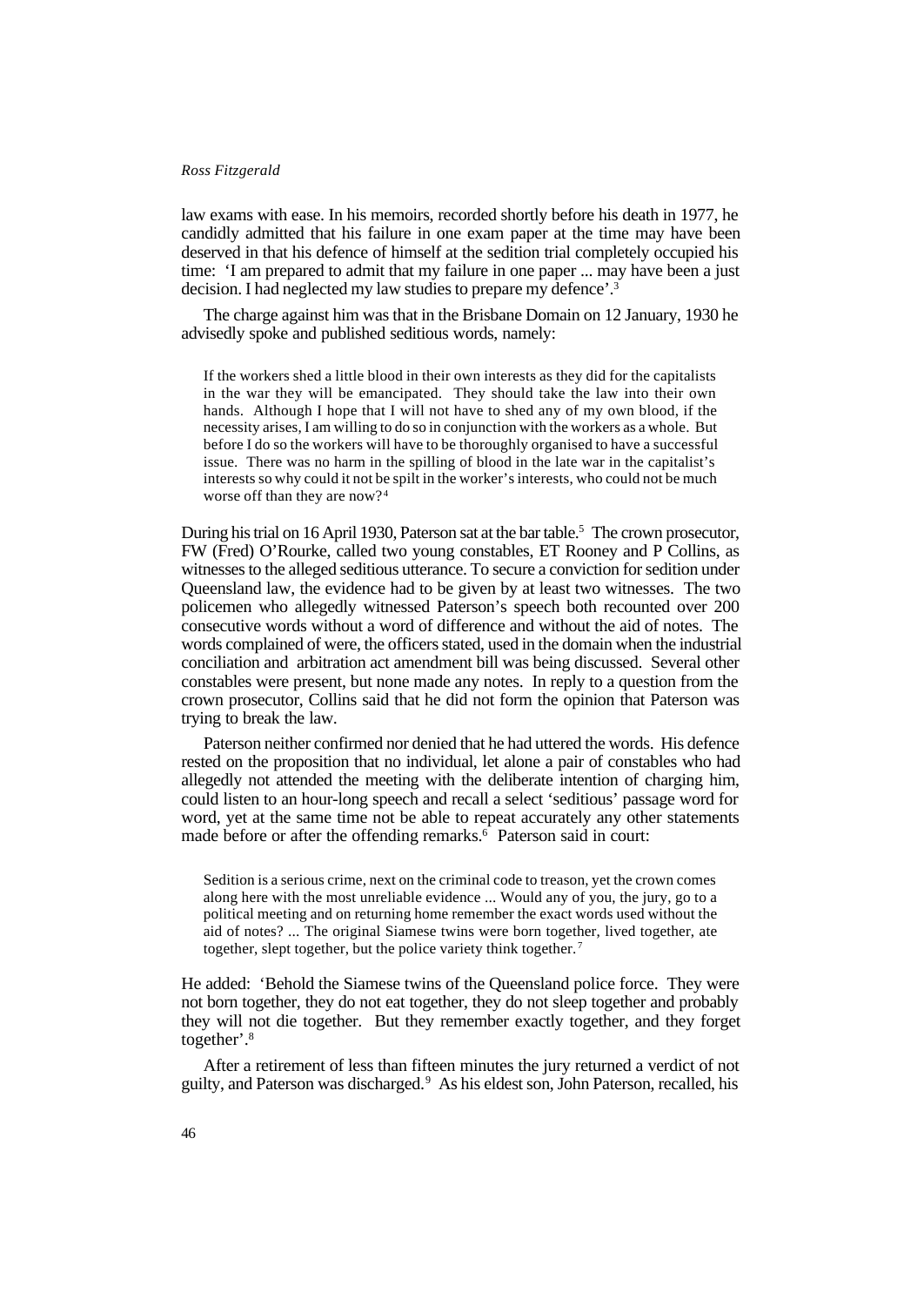law exams with ease. In his memoirs, recorded shortly before his death in 1977, he candidly admitted that his failure in one exam paper at the time may have been deserved in that his defence of himself at the sedition trial completely occupied his time: 'I am prepared to admit that my failure in one paper ... may have been a just decision. I had neglected my law studies to prepare my defence'.[3]

The charge against him was that in the Brisbane Domain on 12 January, 1930 he advisedly spoke and published seditious words, namely:

> If the workers shed a little blood in their own interests as they did for the capitalists in the war they will be emancipated. They should take the law into their own hands. Although I hope that I will not have to shed any of my own blood, if the necessity arises, I am willing to do so in conjunction with the workers as a whole. But before I do so the workers will have to be thoroughly organised to have a successful issue. There was no harm in the spilling of blood in the late war in the capitalist's interests so why could it not be spilt in the worker's interests, who could not be much worse off than they are now?[4]

During his trial on 16 April 1930, Paterson sat at the bar table.[5] The crown prosecutor, FW (Fred) O'Rourke, called two young constables, ET Rooney and P Collins, as witnesses to the alleged seditious utterance. To secure a conviction for sedition under Queensland law, the evidence had to be given by at least two witnesses. The two policemen who allegedly witnessed Paterson's speech both recounted over 200 consecutive words without a word of difference and without the aid of notes. The words complained of were, the officers stated, used in the domain when the industrial conciliation and arbitration act amendment bill was being discussed. Several other constables were present, but none made any notes. In reply to a question from the crown prosecutor, Collins said that he did not form the opinion that Paterson was trying to break the law.

Paterson neither confirmed nor denied that he had uttered the words. His defence rested on the proposition that no individual, let alone a pair of constables who had allegedly not attended the meeting with the deliberate intention of charging him, could listen to an hour-long speech and recall a select 'seditious' passage word for word, yet at the same time not be able to repeat accurately any other statements made before or after the offending remarks.[6] Paterson said in court:

> Sedition is a serious crime, next on the criminal code to treason, yet the crown comes along here with the most unreliable evidence ... Would any of you, the jury, go to a political meeting and on returning home remember the exact words used without the aid of notes? ... The original Siamese twins were born together, lived together, ate together, slept together, but the police variety think together.[7]

He added: 'Behold the Siamese twins of the Queensland police force. They were not born together, they do not eat together, they do not sleep together and probably they will not die together. But they remember exactly together, and they forget together'.[8]

After a retirement of less than fifteen minutes the jury returned a verdict of not guilty, and Paterson was discharged.[9] As his eldest son, John Paterson, recalled, his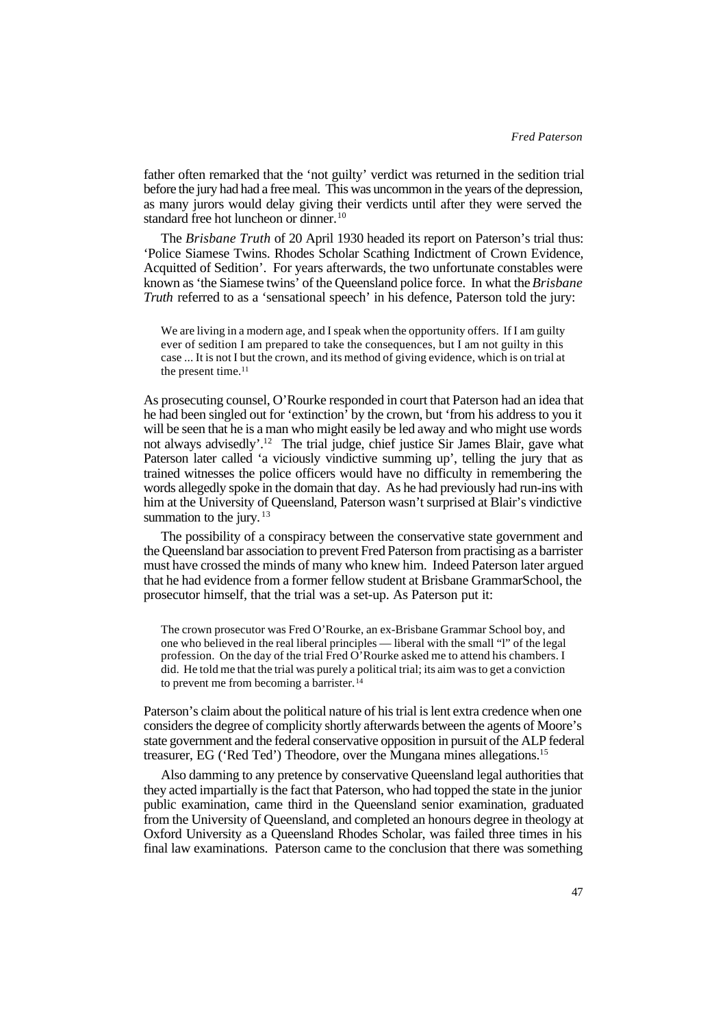father often remarked that the 'not guilty' verdict was returned in the sedition trial before the jury had had a free meal. This was uncommon in the years of the depression, as many jurors would delay giving their verdicts until after they were served the standard free hot luncheon or dinner.[10]

The *Brisbane Truth* of 20 April 1930 headed its report on Paterson's trial thus: 'Police Siamese Twins. Rhodes Scholar Scathing Indictment of Crown Evidence, Acquitted of Sedition'. For years afterwards, the two unfortunate constables were known as 'the Siamese twins' of the Queensland police force. In what the *Brisbane Truth* referred to as a 'sensational speech' in his defence, Paterson told the jury:

> We are living in a modern age, and I speak when the opportunity offers. If I am guilty ever of sedition I am prepared to take the consequences, but I am not guilty in this case ... It is not I but the crown, and its method of giving evidence, which is on trial at the present time.[11]

As prosecuting counsel, O'Rourke responded in court that Paterson had an idea that he had been singled out for 'extinction' by the crown, but 'from his address to you it will be seen that he is a man who might easily be led away and who might use words not always advisedly'.[12] The trial judge, chief justice Sir James Blair, gave what Paterson later called 'a viciously vindictive summing up', telling the jury that as trained witnesses the police officers would have no difficulty in remembering the words allegedly spoke in the domain that day. As he had previously had run-ins with him at the University of Queensland, Paterson wasn't surprised at Blair's vindictive summation to the jury.[13]

The possibility of a conspiracy between the conservative state government and the Queensland bar association to prevent Fred Paterson from practising as a barrister must have crossed the minds of many who knew him. Indeed Paterson later argued that he had evidence from a former fellow student at Brisbane GrammarSchool, the prosecutor himself, that the trial was a set-up. As Paterson put it:

> The crown prosecutor was Fred O'Rourke, an ex-Brisbane Grammar School boy, and one who believed in the real liberal principles — liberal with the small "l" of the legal profession. On the day of the trial Fred O'Rourke asked me to attend his chambers. I did. He told me that the trial was purely a political trial; its aim was to get a conviction to prevent me from becoming a barrister.[14]

Paterson's claim about the political nature of his trial is lent extra credence when one considers the degree of complicity shortly afterwards between the agents of Moore's state government and the federal conservative opposition in pursuit of the ALP federal treasurer, EG ('Red Ted') Theodore, over the Mungana mines allegations.[15]

Also damming to any pretence by conservative Queensland legal authorities that they acted impartially is the fact that Paterson, who had topped the state in the junior public examination, came third in the Queensland senior examination, graduated from the University of Queensland, and completed an honours degree in theology at Oxford University as a Queensland Rhodes Scholar, was failed three times in his final law examinations. Paterson came to the conclusion that there was something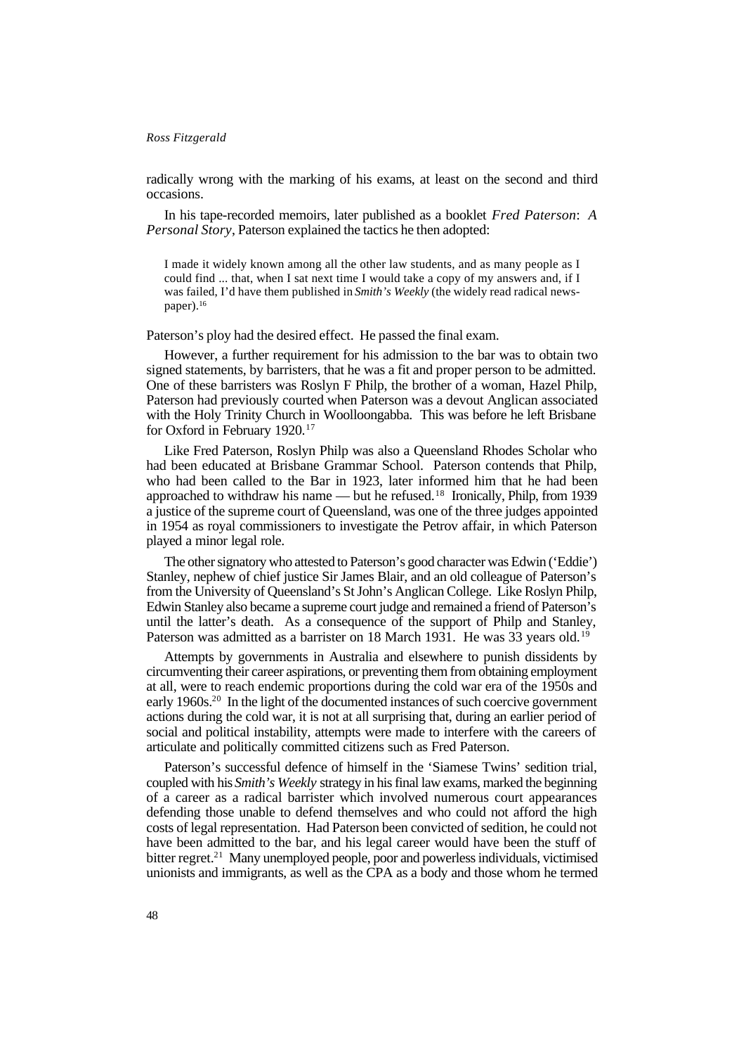radically wrong with the marking of his exams, at least on the second and third occasions.

In his tape-recorded memoirs, later published as a booklet *Fred Paterson*: *A Personal Story*, Paterson explained the tactics he then adopted:

> I made it widely known among all the other law students, and as many people as I could find ... that, when I sat next time I would take a copy of my answers and, if I was failed, I'd have them published in *Smith's Weekly* (the widely read radical newspaper).[16]

Paterson's ploy had the desired effect. He passed the final exam.

However, a further requirement for his admission to the bar was to obtain two signed statements, by barristers, that he was a fit and proper person to be admitted. One of these barristers was Roslyn F Philp, the brother of a woman, Hazel Philp, Paterson had previously courted when Paterson was a devout Anglican associated with the Holy Trinity Church in Woolloongabba. This was before he left Brisbane for Oxford in February 1920.[17]

Like Fred Paterson, Roslyn Philp was also a Queensland Rhodes Scholar who had been educated at Brisbane Grammar School. Paterson contends that Philp, who had been called to the Bar in 1923, later informed him that he had been approached to withdraw his name — but he refused.[18] Ironically, Philp, from 1939 a justice of the supreme court of Queensland, was one of the three judges appointed in 1954 as royal commissioners to investigate the Petrov affair, in which Paterson played a minor legal role.

The other signatory who attested to Paterson's good character was Edwin ('Eddie') Stanley, nephew of chief justice Sir James Blair, and an old colleague of Paterson's from the University of Queensland's St John's Anglican College. Like Roslyn Philp, Edwin Stanley also became a supreme court judge and remained a friend of Paterson's until the latter's death. As a consequence of the support of Philp and Stanley, Paterson was admitted as a barrister on 18 March 1931. He was 33 years old.[19]

Attempts by governments in Australia and elsewhere to punish dissidents by circumventing their career aspirations, or preventing them from obtaining employment at all, were to reach endemic proportions during the cold war era of the 1950s and early 1960s.[20] In the light of the documented instances of such coercive government actions during the cold war, it is not at all surprising that, during an earlier period of social and political instability, attempts were made to interfere with the careers of articulate and politically committed citizens such as Fred Paterson.

Paterson's successful defence of himself in the 'Siamese Twins' sedition trial, coupled with his *Smith's Weekly* strategy in his final law exams, marked the beginning of a career as a radical barrister which involved numerous court appearances defending those unable to defend themselves and who could not afford the high costs of legal representation. Had Paterson been convicted of sedition, he could not have been admitted to the bar, and his legal career would have been the stuff of bitter regret.[21] Many unemployed people, poor and powerless individuals, victimised unionists and immigrants, as well as the CPA as a body and those whom he termed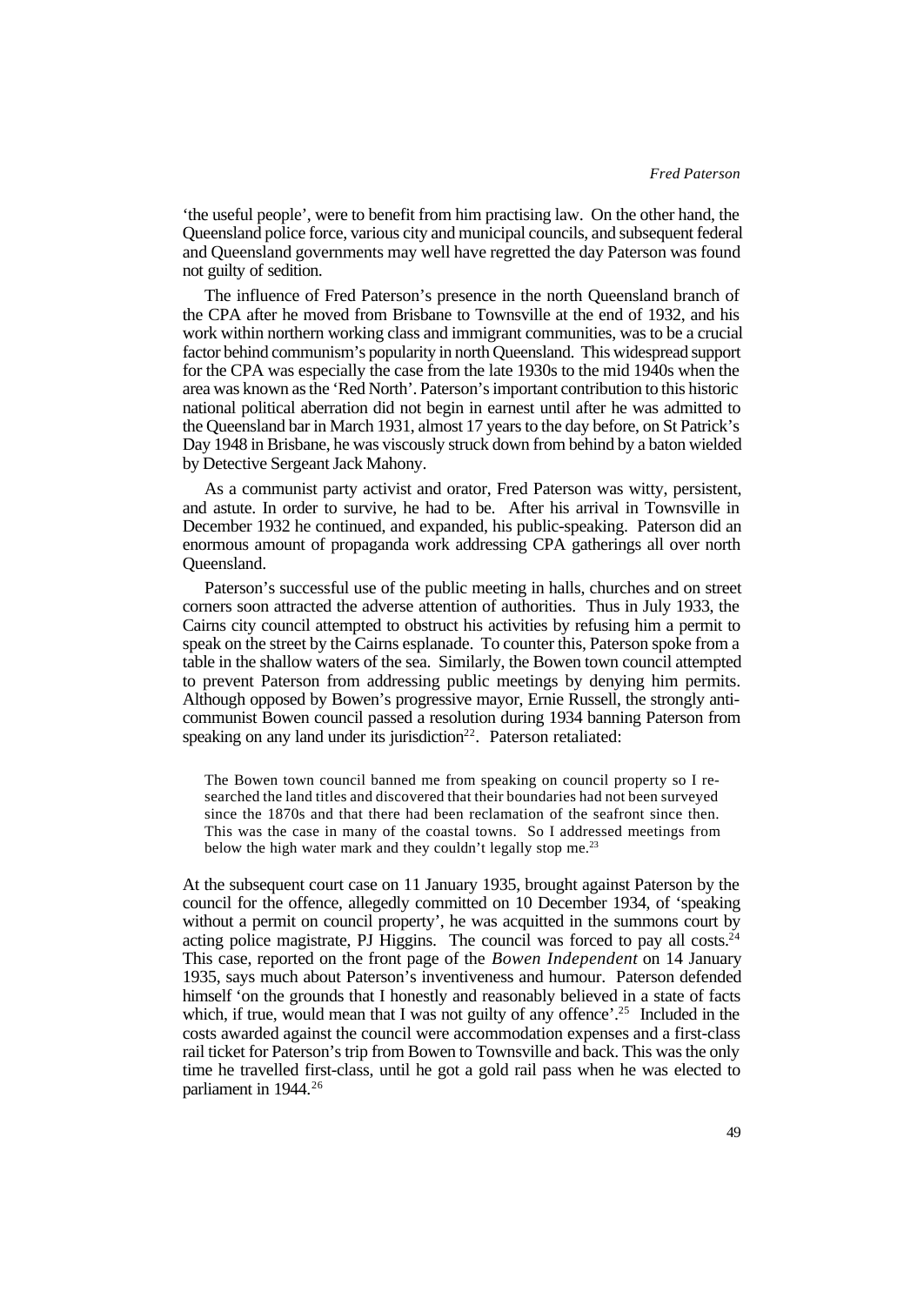'the useful people', were to benefit from him practising law. On the other hand, the Queensland police force, various city and municipal councils, and subsequent federal and Queensland governments may well have regretted the day Paterson was found not guilty of sedition.

The influence of Fred Paterson's presence in the north Queensland branch of the CPA after he moved from Brisbane to Townsville at the end of 1932, and his work within northern working class and immigrant communities, was to be a crucial factor behind communism's popularity in north Queensland. This widespread support for the CPA was especially the case from the late 1930s to the mid 1940s when the area was known as the 'Red North'. Paterson's important contribution to this historic national political aberration did not begin in earnest until after he was admitted to the Queensland bar in March 1931, almost 17 years to the day before, on St Patrick's Day 1948 in Brisbane, he was viscously struck down from behind by a baton wielded by Detective Sergeant Jack Mahony.

As a communist party activist and orator, Fred Paterson was witty, persistent, and astute. In order to survive, he had to be. After his arrival in Townsville in December 1932 he continued, and expanded, his public-speaking. Paterson did an enormous amount of propaganda work addressing CPA gatherings all over north Queensland.

Paterson's successful use of the public meeting in halls, churches and on street corners soon attracted the adverse attention of authorities. Thus in July 1933, the Cairns city council attempted to obstruct his activities by refusing him a permit to speak on the street by the Cairns esplanade. To counter this, Paterson spoke from a table in the shallow waters of the sea. Similarly, the Bowen town council attempted to prevent Paterson from addressing public meetings by denying him permits. Although opposed by Bowen's progressive mayor, Ernie Russell, the strongly anti-communist Bowen council passed a resolution during 1934 banning Paterson from speaking on any land under its jurisdiction[22]. Paterson retaliated:

> The Bowen town council banned me from speaking on council property so I re-searched the land titles and discovered that their boundaries had not been surveyed since the 1870s and that there had been reclamation of the seafront since then. This was the case in many of the coastal towns. So I addressed meetings from below the high water mark and they couldn't legally stop me.[23]

At the subsequent court case on 11 January 1935, brought against Paterson by the council for the offence, allegedly committed on 10 December 1934, of 'speaking without a permit on council property', he was acquitted in the summons court by acting police magistrate, PJ Higgins. The council was forced to pay all costs.[24] This case, reported on the front page of the *Bowen Independent* on 14 January 1935, says much about Paterson's inventiveness and humour. Paterson defended himself 'on the grounds that I honestly and reasonably believed in a state of facts which, if true, would mean that I was not guilty of any offence'.[25] Included in the costs awarded against the council were accommodation expenses and a first-class rail ticket for Paterson's trip from Bowen to Townsville and back. This was the only time he travelled first-class, until he got a gold rail pass when he was elected to parliament in 1944.[26]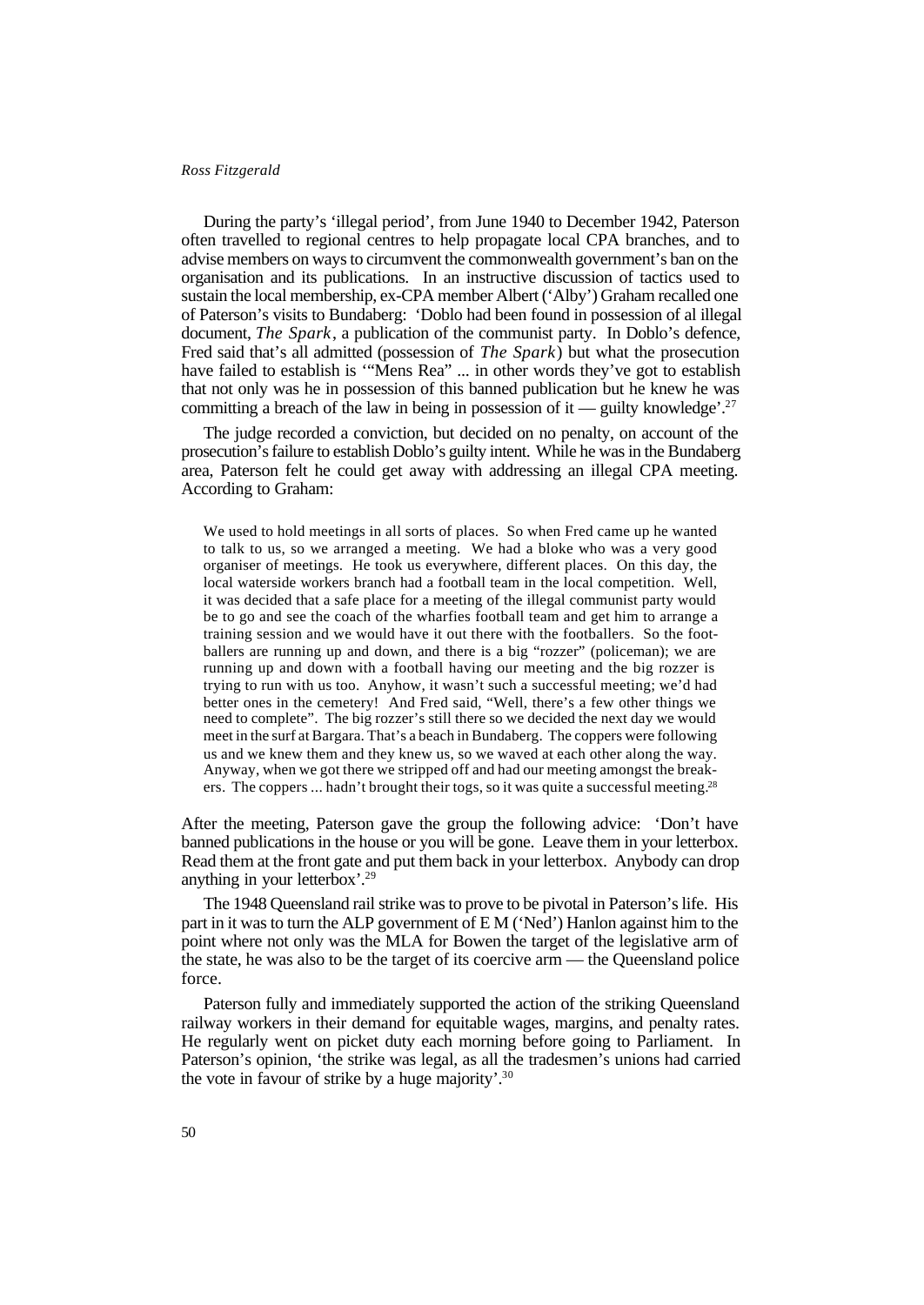During the party's 'illegal period', from June 1940 to December 1942, Paterson often travelled to regional centres to help propagate local CPA branches, and to advise members on ways to circumvent the commonwealth government's ban on the organisation and its publications. In an instructive discussion of tactics used to sustain the local membership, ex-CPA member Albert ('Alby') Graham recalled one of Paterson's visits to Bundaberg: 'Doblo had been found in possession of al illegal document, *The Spark*, a publication of the communist party. In Doblo's defence, Fred said that's all admitted (possession of *The Spark*) but what the prosecution have failed to establish is '"Mens Rea" ... in other words they've got to establish that not only was he in possession of this banned publication but he knew he was committing a breach of the law in being in possession of it — guilty knowledge'.[27]

The judge recorded a conviction, but decided on no penalty, on account of the prosecution's failure to establish Doblo's guilty intent. While he was in the Bundaberg area, Paterson felt he could get away with addressing an illegal CPA meeting. According to Graham:

> We used to hold meetings in all sorts of places. So when Fred came up he wanted to talk to us, so we arranged a meeting. We had a bloke who was a very good organiser of meetings. He took us everywhere, different places. On this day, the local waterside workers branch had a football team in the local competition. Well, it was decided that a safe place for a meeting of the illegal communist party would be to go and see the coach of the wharfies football team and get him to arrange a training session and we would have it out there with the footballers. So the footballers are running up and down, and there is a big "rozzer" (policeman); we are running up and down with a football having our meeting and the big rozzer is trying to run with us too. Anyhow, it wasn't such a successful meeting; we'd had better ones in the cemetery! And Fred said, "Well, there's a few other things we need to complete". The big rozzer's still there so we decided the next day we would meet in the surf at Bargara. That's a beach in Bundaberg. The coppers were following us and we knew them and they knew us, so we waved at each other along the way. Anyway, when we got there we stripped off and had our meeting amongst the breakers. The coppers ... hadn't brought their togs, so it was quite a successful meeting.[28]

After the meeting, Paterson gave the group the following advice: 'Don't have banned publications in the house or you will be gone. Leave them in your letterbox. Read them at the front gate and put them back in your letterbox. Anybody can drop anything in your letterbox'.[29]

The 1948 Queensland rail strike was to prove to be pivotal in Paterson's life. His part in it was to turn the ALP government of E M ('Ned') Hanlon against him to the point where not only was the MLA for Bowen the target of the legislative arm of the state, he was also to be the target of its coercive arm — the Queensland police force.

Paterson fully and immediately supported the action of the striking Queensland railway workers in their demand for equitable wages, margins, and penalty rates. He regularly went on picket duty each morning before going to Parliament. In Paterson's opinion, 'the strike was legal, as all the tradesmen's unions had carried the vote in favour of strike by a huge majority'.[30]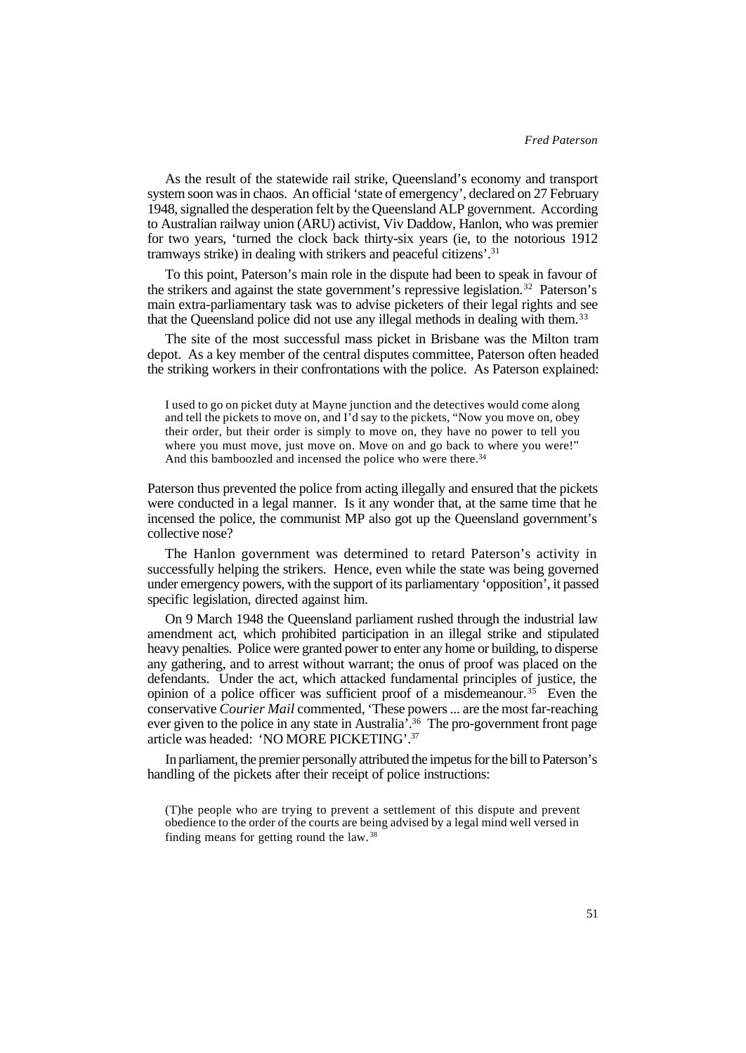As the result of the statewide rail strike, Queensland's economy and transport system soon was in chaos. An official 'state of emergency', declared on 27 February 1948, signalled the desperation felt by the Queensland ALP government. According to Australian railway union (ARU) activist, Viv Daddow, Hanlon, who was premier for two years, 'turned the clock back thirty-six years (ie, to the notorious 1912 tramways strike) in dealing with strikers and peaceful citizens'.[31]

To this point, Paterson's main role in the dispute had been to speak in favour of the strikers and against the state government's repressive legislation.[32] Paterson's main extra-parliamentary task was to advise picketers of their legal rights and see that the Queensland police did not use any illegal methods in dealing with them.[33]

The site of the most successful mass picket in Brisbane was the Milton tram depot. As a key member of the central disputes committee, Paterson often headed the striking workers in their confrontations with the police. As Paterson explained:

> I used to go on picket duty at Mayne junction and the detectives would come along and tell the pickets to move on, and I'd say to the pickets, "Now you move on, obey their order, but their order is simply to move on, they have no power to tell you where you must move, just move on. Move on and go back to where you were!" And this bamboozled and incensed the police who were there.[34]

Paterson thus prevented the police from acting illegally and ensured that the pickets were conducted in a legal manner. Is it any wonder that, at the same time that he incensed the police, the communist MP also got up the Queensland government's collective nose?

The Hanlon government was determined to retard Paterson's activity in successfully helping the strikers. Hence, even while the state was being governed under emergency powers, with the support of its parliamentary 'opposition', it passed specific legislation, directed against him.

On 9 March 1948 the Queensland parliament rushed through the industrial law amendment act, which prohibited participation in an illegal strike and stipulated heavy penalties. Police were granted power to enter any home or building, to disperse any gathering, and to arrest without warrant; the onus of proof was placed on the defendants. Under the act, which attacked fundamental principles of justice, the opinion of a police officer was sufficient proof of a misdemeanour.[35] Even the conservative *Courier Mail* commented, 'These powers ... are the most far-reaching ever given to the police in any state in Australia'.[36] The pro-government front page article was headed: 'NO MORE PICKETING'.[37]

In parliament, the premier personally attributed the impetus for the bill to Paterson's handling of the pickets after their receipt of police instructions:

> (T)he people who are trying to prevent a settlement of this dispute and prevent obedience to the order of the courts are being advised by a legal mind well versed in finding means for getting round the law.[38]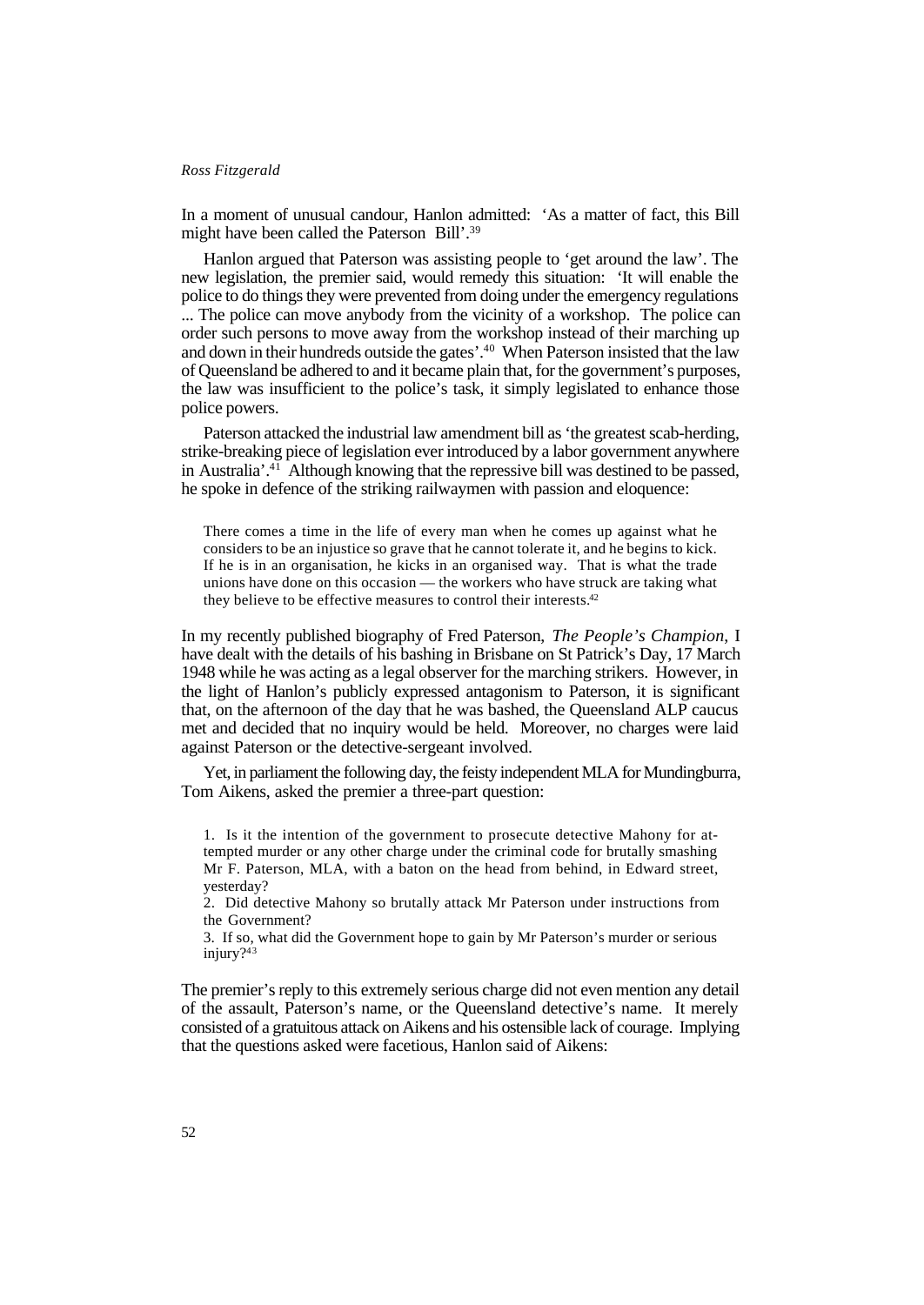In a moment of unusual candour, Hanlon admitted: 'As a matter of fact, this Bill might have been called the Paterson Bill'.[39]

Hanlon argued that Paterson was assisting people to 'get around the law'. The new legislation, the premier said, would remedy this situation: 'It will enable the police to do things they were prevented from doing under the emergency regulations ... The police can move anybody from the vicinity of a workshop. The police can order such persons to move away from the workshop instead of their marching up and down in their hundreds outside the gates'.[40] When Paterson insisted that the law of Queensland be adhered to and it became plain that, for the government's purposes, the law was insufficient to the police's task, it simply legislated to enhance those police powers.

Paterson attacked the industrial law amendment bill as 'the greatest scab-herding, strike-breaking piece of legislation ever introduced by a labor government anywhere in Australia'.[41] Although knowing that the repressive bill was destined to be passed, he spoke in defence of the striking railwaymen with passion and eloquence:

> There comes a time in the life of every man when he comes up against what he considers to be an injustice so grave that he cannot tolerate it, and he begins to kick. If he is in an organisation, he kicks in an organised way. That is what the trade unions have done on this occasion — the workers who have struck are taking what they believe to be effective measures to control their interests.[42]

In my recently published biography of Fred Paterson, *The People's Champion*, I have dealt with the details of his bashing in Brisbane on St Patrick's Day, 17 March 1948 while he was acting as a legal observer for the marching strikers. However, in the light of Hanlon's publicly expressed antagonism to Paterson, it is significant that, on the afternoon of the day that he was bashed, the Queensland ALP caucus met and decided that no inquiry would be held. Moreover, no charges were laid against Paterson or the detective-sergeant involved.

Yet, in parliament the following day, the feisty independent MLA for Mundingburra, Tom Aikens, asked the premier a three-part question:

> 1. Is it the intention of the government to prosecute detective Mahony for attempted murder or any other charge under the criminal code for brutally smashing Mr F. Paterson, MLA, with a baton on the head from behind, in Edward street, yesterday?
> 2. Did detective Mahony so brutally attack Mr Paterson under instructions from the Government?
> 3. If so, what did the Government hope to gain by Mr Paterson's murder or serious injury?[43]

The premier's reply to this extremely serious charge did not even mention any detail of the assault, Paterson's name, or the Queensland detective's name. It merely consisted of a gratuitous attack on Aikens and his ostensible lack of courage. Implying that the questions asked were facetious, Hanlon said of Aikens: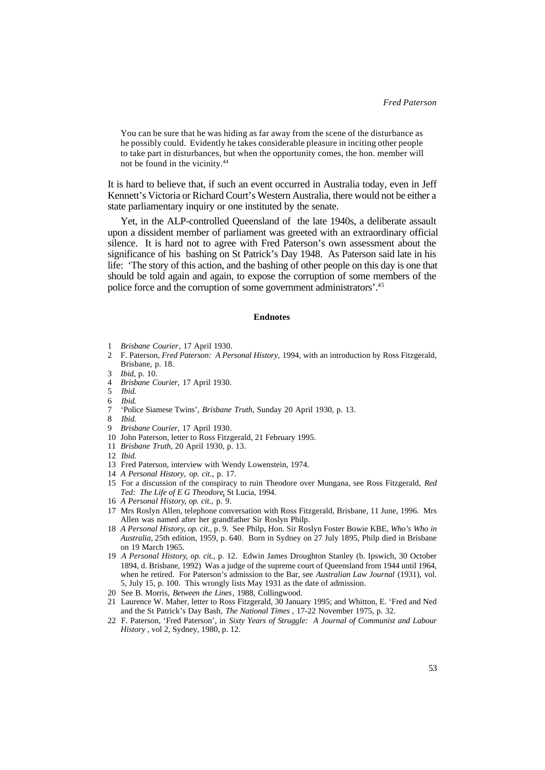> You can be sure that he was hiding as far away from the scene of the disturbance as he possibly could. Evidently he takes considerable pleasure in inciting other people to take part in disturbances, but when the opportunity comes, the hon. member will not be found in the vicinity.[44]

It is hard to believe that, if such an event occurred in Australia today, even in Jeff Kennett's Victoria or Richard Court's Western Australia, there would not be either a state parliamentary inquiry or one instituted by the senate.

Yet, in the ALP-controlled Queensland of the late 1940s, a deliberate assault upon a dissident member of parliament was greeted with an extraordinary official silence. It is hard not to agree with Fred Paterson's own assessment about the significance of his bashing on St Patrick's Day 1948. As Paterson said late in his life: 'The story of this action, and the bashing of other people on this day is one that should be told again and again, to expose the corruption of some members of the police force and the corruption of some government administrators'.[45]

## Endnotes

1 *Brisbane Courier*, 17 April 1930.
2 F. Paterson, *Fred Paterson: A Personal History*, 1994, with an introduction by Ross Fitzgerald, Brisbane, p. 18.
3 *Ibid*, p. 10.
4 *Brisbane Courier*, 17 April 1930.
5 *Ibid.*
6 *Ibid.*
7 'Police Siamese Twins', *Brisbane Truth*, Sunday 20 April 1930, p. 13.
8 *Ibid.*
9 *Brisbane Courier*, 17 April 1930.
10 John Paterson, letter to Ross Fitzgerald, 21 February 1995.
11 *Brisbane Truth*, 20 April 1930, p. 13.
12 *Ibid.*
13 Fred Paterson, interview with Wendy Lowenstein, 1974.
14 *A Personal History, op. cit.*, p. 17.
15 For a discussion of the conspiracy to ruin Theodore over Mungana, see Ross Fitzgerald, *Red Ted: The Life of E G Theodore*, St Lucia, 1994.
16 *A Personal History*, *op. cit*., p. 9.
17 Mrs Roslyn Allen, telephone conversation with Ross Fitzgerald, Brisbane, 11 June, 1996. Mrs Allen was named after her grandfather Sir Roslyn Philp.
18 *A Personal History, op. cit*., p. 9. See Philp, Hon. Sir Roslyn Foster Bowie KBE, *Who's Who in Australia*, 25th edition, 1959, p. 640. Born in Sydney on 27 July 1895, Philp died in Brisbane on 19 March 1965.
19 *A Personal History, op. cit.*, p. 12. Edwin James Droughton Stanley (b. Ipswich, 30 October 1894, d. Brisbane, 1992) Was a judge of the supreme court of Queensland from 1944 until 1964, when he retired. For Paterson's admission to the Bar, see *Australian Law Journal* (1931), vol. 5, July 15, p. 100. This wrongly lists May 1931 as the date of admission.
20 See B. Morris, *Between the Lines*, 1988, Collingwood.
21 Laurence W. Maher, letter to Ross Fitzgerald, 30 January 1995; and Whitton, E. 'Fred and Ned and the St Patrick's Day Bash, *The National Times* , 17-22 November 1975, p. 32.
22 F. Paterson, 'Fred Paterson', in *Sixty Years of Struggle: A Journal of Communist and Labour History* , vol 2, Sydney, 1980, p. 12.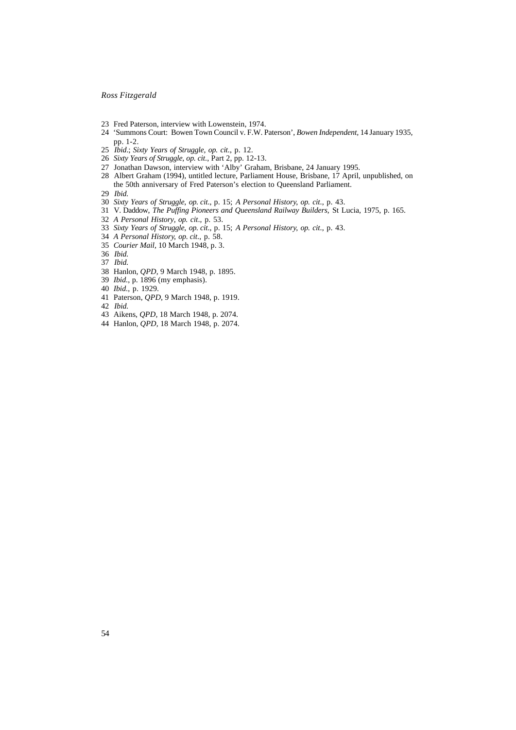23 Fred Paterson, interview with Lowenstein, 1974.
24 'Summons Court: Bowen Town Council v. F.W. Paterson', *Bowen Independent*, 14 January 1935, pp. 1-2.
25 *Ibid*.; *Sixty Years of Struggle*, *op. cit*., p. 12.
26 *Sixty Years of Struggle*, *op. cit*., Part 2, pp. 12-13.
27 Jonathan Dawson, interview with 'Alby' Graham, Brisbane, 24 January 1995.
28 Albert Graham (1994), untitled lecture, Parliament House, Brisbane, 17 April, unpublished, on the 50th anniversary of Fred Paterson's election to Queensland Parliament.
29 *Ibid.*
30 *Sixty Years of Struggle*, *op. cit*., p. 15; *A Personal History*, *op. cit.*, p. 43.
31 V. Daddow, *The Puffing Pioneers and Queensland Railway Builders,* St Lucia, 1975, p. 165.
32 *A Personal History*, *op. cit*., p. 53.
33 *Sixty Years of Struggle*, *op. cit*., p. 15; *A Personal History*, *op. cit.*, p. 43.
34 *A Personal History*, *op. cit*., p. 58.
35 *Courier Mail*, 10 March 1948, p. 3.
36 *Ibid.*
37 *Ibid.*
38 Hanlon, *QPD*, 9 March 1948, p. 1895.
39 *Ibid*., p. 1896 (my emphasis).
40 *Ibid*., p. 1929.
41 Paterson, *QPD*, 9 March 1948, p. 1919.
42 *Ibid.*
43 Aikens, *QPD*, 18 March 1948, p. 2074.
44 Hanlon, *QPD*, 18 March 1948, p. 2074.